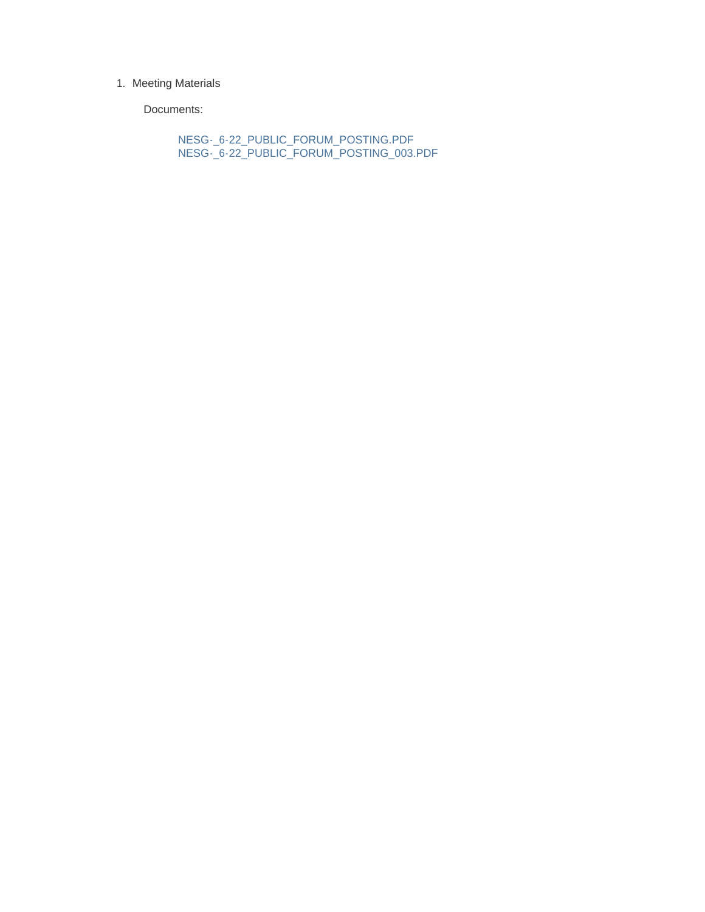1. Meeting Materials

   Documents:

   NESG-_6-22_PUBLIC_FORUM_POSTING.PDF
   NESG-_6-22_PUBLIC_FORUM_POSTING_003.PDF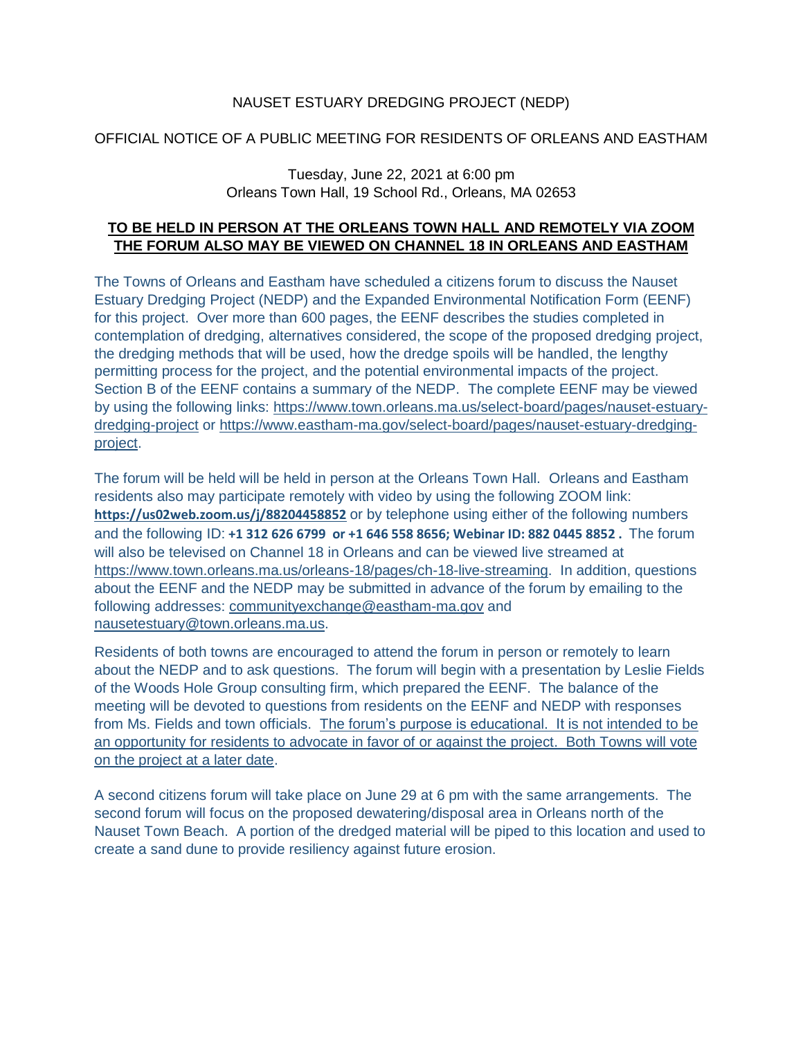NAUSET ESTUARY DREDGING PROJECT (NEDP)

OFFICIAL NOTICE OF A PUBLIC MEETING FOR RESIDENTS OF ORLEANS AND EASTHAM

Tuesday, June 22, 2021 at 6:00 pm
Orleans Town Hall, 19 School Rd., Orleans, MA 02653

**TO BE HELD IN PERSON AT THE ORLEANS TOWN HALL AND REMOTELY VIA ZOOM**
**THE FORUM ALSO MAY BE VIEWED ON CHANNEL 18 IN ORLEANS AND EASTHAM**

The Towns of Orleans and Eastham have scheduled a citizens forum to discuss the Nauset Estuary Dredging Project (NEDP) and the Expanded Environmental Notification Form (EENF) for this project. Over more than 600 pages, the EENF describes the studies completed in contemplation of dredging, alternatives considered, the scope of the proposed dredging project, the dredging methods that will be used, how the dredge spoils will be handled, the lengthy permitting process for the project, and the potential environmental impacts of the project. Section B of the EENF contains a summary of the NEDP. The complete EENF may be viewed by using the following links: https://www.town.orleans.ma.us/select-board/pages/nauset-estuary-dredging-project or https://www.eastham-ma.gov/select-board/pages/nauset-estuary-dredging-project.

The forum will be held will be held in person at the Orleans Town Hall. Orleans and Eastham residents also may participate remotely with video by using the following ZOOM link: **https://us02web.zoom.us/j/88204458852** or by telephone using either of the following numbers and the following ID: **+1 312 626 6799 or +1 646 558 8656; Webinar ID: 882 0445 8852 .** The forum will also be televised on Channel 18 in Orleans and can be viewed live streamed at https://www.town.orleans.ma.us/orleans-18/pages/ch-18-live-streaming. In addition, questions about the EENF and the NEDP may be submitted in advance of the forum by emailing to the following addresses: communityexchange@eastham-ma.gov and nausetestuary@town.orleans.ma.us.

Residents of both towns are encouraged to attend the forum in person or remotely to learn about the NEDP and to ask questions. The forum will begin with a presentation by Leslie Fields of the Woods Hole Group consulting firm, which prepared the EENF. The balance of the meeting will be devoted to questions from residents on the EENF and NEDP with responses from Ms. Fields and town officials. The forum's purpose is educational. It is not intended to be an opportunity for residents to advocate in favor of or against the project. Both Towns will vote on the project at a later date.

A second citizens forum will take place on June 29 at 6 pm with the same arrangements. The second forum will focus on the proposed dewatering/disposal area in Orleans north of the Nauset Town Beach. A portion of the dredged material will be piped to this location and used to create a sand dune to provide resiliency against future erosion.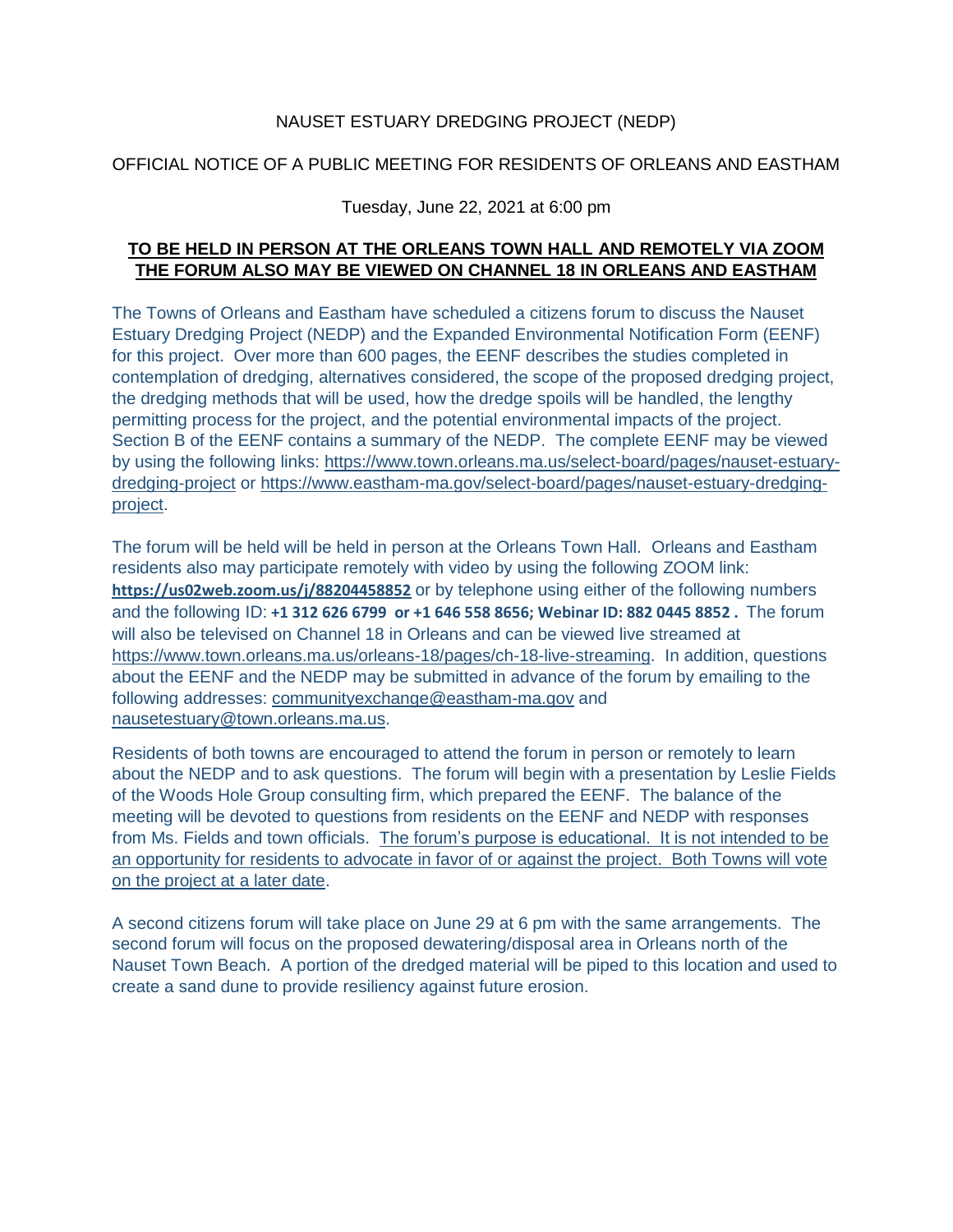NAUSET ESTUARY DREDGING PROJECT (NEDP)

OFFICIAL NOTICE OF A PUBLIC MEETING FOR RESIDENTS OF ORLEANS AND EASTHAM

Tuesday, June 22, 2021 at 6:00 pm

**TO BE HELD IN PERSON AT THE ORLEANS TOWN HALL AND REMOTELY VIA ZOOM THE FORUM ALSO MAY BE VIEWED ON CHANNEL 18 IN ORLEANS AND EASTHAM**

The Towns of Orleans and Eastham have scheduled a citizens forum to discuss the Nauset Estuary Dredging Project (NEDP) and the Expanded Environmental Notification Form (EENF) for this project. Over more than 600 pages, the EENF describes the studies completed in contemplation of dredging, alternatives considered, the scope of the proposed dredging project, the dredging methods that will be used, how the dredge spoils will be handled, the lengthy permitting process for the project, and the potential environmental impacts of the project. Section B of the EENF contains a summary of the NEDP. The complete EENF may be viewed by using the following links: https://www.town.orleans.ma.us/select-board/pages/nauset-estuary-dredging-project or https://www.eastham-ma.gov/select-board/pages/nauset-estuary-dredging-project.

The forum will be held will be held in person at the Orleans Town Hall. Orleans and Eastham residents also may participate remotely with video by using the following ZOOM link: **https://us02web.zoom.us/j/88204458852** or by telephone using either of the following numbers and the following ID: **+1 312 626 6799 or +1 646 558 8656; Webinar ID: 882 0445 8852 .** The forum will also be televised on Channel 18 in Orleans and can be viewed live streamed at https://www.town.orleans.ma.us/orleans-18/pages/ch-18-live-streaming. In addition, questions about the EENF and the NEDP may be submitted in advance of the forum by emailing to the following addresses: communityexchange@eastham-ma.gov and nausetestuary@town.orleans.ma.us.

Residents of both towns are encouraged to attend the forum in person or remotely to learn about the NEDP and to ask questions. The forum will begin with a presentation by Leslie Fields of the Woods Hole Group consulting firm, which prepared the EENF. The balance of the meeting will be devoted to questions from residents on the EENF and NEDP with responses from Ms. Fields and town officials. The forum's purpose is educational. It is not intended to be an opportunity for residents to advocate in favor of or against the project. Both Towns will vote on the project at a later date.

A second citizens forum will take place on June 29 at 6 pm with the same arrangements. The second forum will focus on the proposed dewatering/disposal area in Orleans north of the Nauset Town Beach. A portion of the dredged material will be piped to this location and used to create a sand dune to provide resiliency against future erosion.